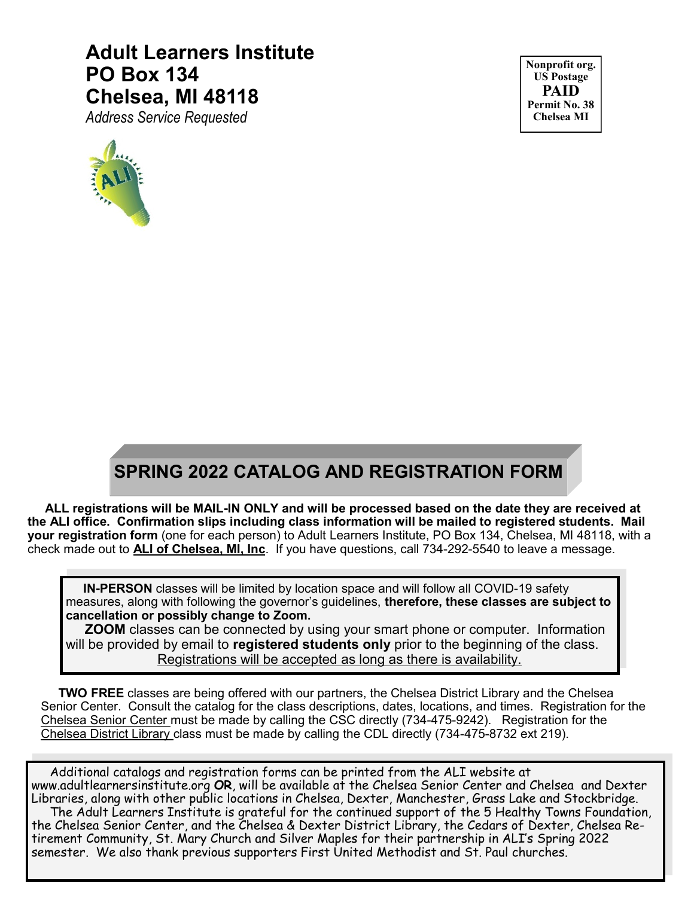**Adult Learners Institute**
**PO Box 134**
**Chelsea, MI 48118**
*Address Service Requested*

Nonprofit org.
US Postage
**PAID**
Permit No. 38
Chelsea MI

## SPRING 2022 CATALOG AND REGISTRATION FORM

**ALL registrations will be MAIL-IN ONLY and will be processed based on the date they are received at the ALI office. Confirmation slips including class information will be mailed to registered students. Mail your registration form** (one for each person) to Adult Learners Institute, PO Box 134, Chelsea, MI 48118, with a check made out to **ALI of Chelsea, MI, Inc**. If you have questions, call 734-292-5540 to leave a message.

**IN-PERSON** classes will be limited by location space and will follow all COVID-19 safety measures, along with following the governor's guidelines, **therefore, these classes are subject to cancellation or possibly change to Zoom.**

**ZOOM** classes can be connected by using your smart phone or computer. Information will be provided by email to **registered students only** prior to the beginning of the class.

Registrations will be accepted as long as there is availability.

**TWO FREE** classes are being offered with our partners, the Chelsea District Library and the Chelsea Senior Center. Consult the catalog for the class descriptions, dates, locations, and times. Registration for the Chelsea Senior Center must be made by calling the CSC directly (734-475-9242). Registration for the Chelsea District Library class must be made by calling the CDL directly (734-475-8732 ext 219).

Additional catalogs and registration forms can be printed from the ALI website at www.adultlearnersinstitute.org **OR**, will be available at the Chelsea Senior Center and Chelsea and Dexter Libraries, along with other public locations in Chelsea, Dexter, Manchester, Grass Lake and Stockbridge.

The Adult Learners Institute is grateful for the continued support of the 5 Healthy Towns Foundation, the Chelsea Senior Center, and the Chelsea & Dexter District Library, the Cedars of Dexter, Chelsea Retirement Community, St. Mary Church and Silver Maples for their partnership in ALI's Spring 2022 semester. We also thank previous supporters First United Methodist and St. Paul churches.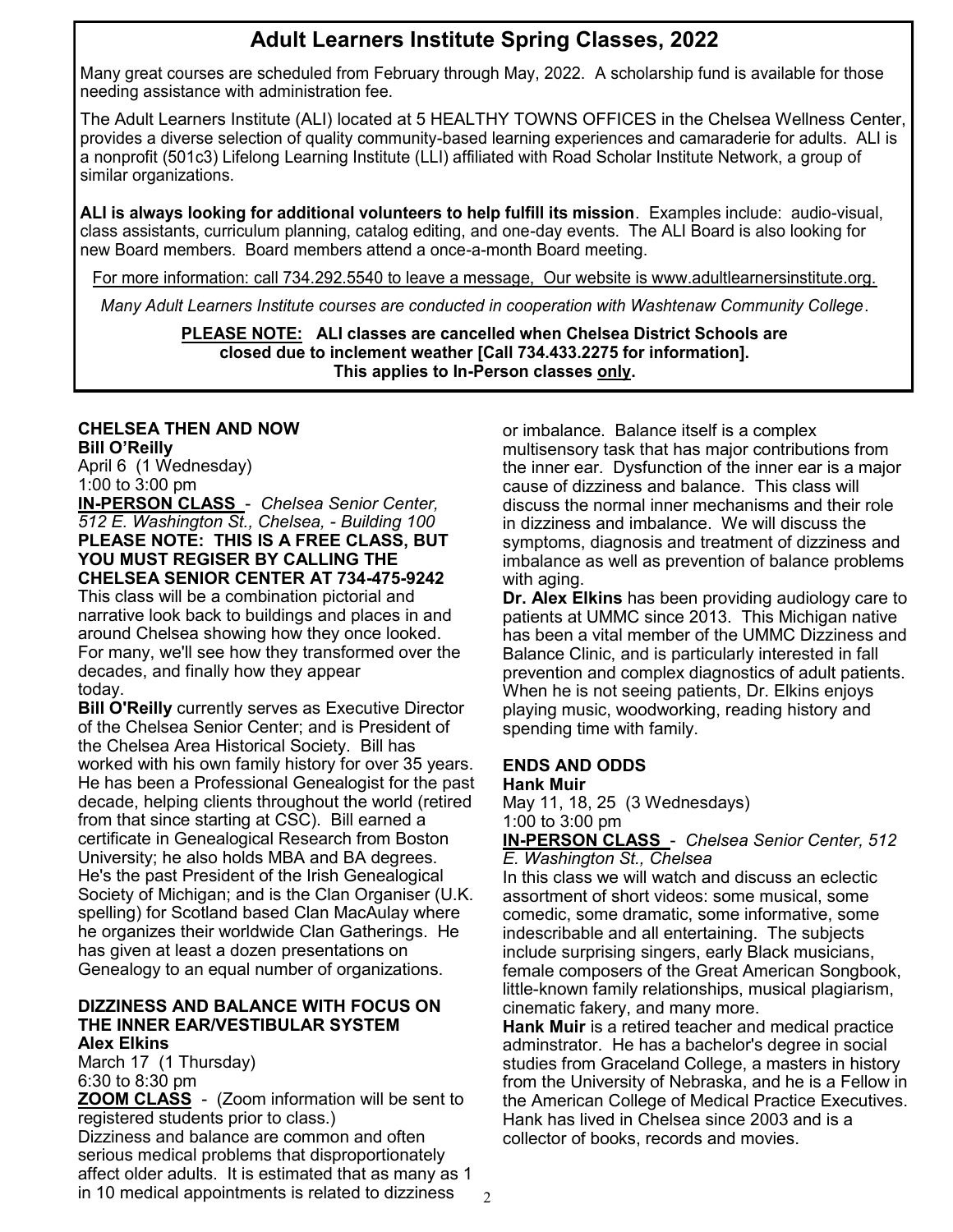# Adult Learners Institute Spring Classes, 2022

Many great courses are scheduled from February through May, 2022. A scholarship fund is available for those needing assistance with administration fee.

The Adult Learners Institute (ALI) located at 5 HEALTHY TOWNS OFFICES in the Chelsea Wellness Center, provides a diverse selection of quality community-based learning experiences and camaraderie for adults. ALI is a nonprofit (501c3) Lifelong Learning Institute (LLI) affiliated with Road Scholar Institute Network, a group of similar organizations.

**ALI is always looking for additional volunteers to help fulfill its mission**. Examples include: audio-visual, class assistants, curriculum planning, catalog editing, and one-day events. The ALI Board is also looking for new Board members. Board members attend a once-a-month Board meeting.

For more information: call 734.292.5540 to leave a message, Our website is www.adultlearnersinstitute.org.

*Many Adult Learners Institute courses are conducted in cooperation with Washtenaw Community College*.

**PLEASE NOTE: ALI classes are cancelled when Chelsea District Schools are closed due to inclement weather [Call 734.433.2275 for information]. This applies to In-Person classes only.**

### CHELSEA THEN AND NOW

**Bill O'Reilly**

April 6 (1 Wednesday)
1:00 to 3:00 pm

**IN-PERSON CLASS** - *Chelsea Senior Center, 512 E. Washington St., Chelsea, - Building 100*

**PLEASE NOTE: THIS IS A FREE CLASS, BUT YOU MUST REGISER BY CALLING THE CHELSEA SENIOR CENTER AT 734-475-9242**

This class will be a combination pictorial and narrative look back to buildings and places in and around Chelsea showing how they once looked. For many, we'll see how they transformed over the decades, and finally how they appear today.

**Bill O'Reilly** currently serves as Executive Director of the Chelsea Senior Center; and is President of the Chelsea Area Historical Society. Bill has worked with his own family history for over 35 years. He has been a Professional Genealogist for the past decade, helping clients throughout the world (retired from that since starting at CSC). Bill earned a certificate in Genealogical Research from Boston University; he also holds MBA and BA degrees. He's the past President of the Irish Genealogical Society of Michigan; and is the Clan Organiser (U.K. spelling) for Scotland based Clan MacAulay where he organizes their worldwide Clan Gatherings. He has given at least a dozen presentations on Genealogy to an equal number of organizations.

### DIZZINESS AND BALANCE WITH FOCUS ON THE INNER EAR/VESTIBULAR SYSTEM

**Alex Elkins**

March 17 (1 Thursday)
6:30 to 8:30 pm

**ZOOM CLASS** - (Zoom information will be sent to registered students prior to class.)

Dizziness and balance are common and often serious medical problems that disproportionately affect older adults. It is estimated that as many as 1 in 10 medical appointments is related to dizziness or imbalance. Balance itself is a complex multisensory task that has major contributions from the inner ear. Dysfunction of the inner ear is a major cause of dizziness and balance. This class will discuss the normal inner mechanisms and their role in dizziness and imbalance. We will discuss the symptoms, diagnosis and treatment of dizziness and imbalance as well as prevention of balance problems with aging.

**Dr. Alex Elkins** has been providing audiology care to patients at UMMC since 2013. This Michigan native has been a vital member of the UMMC Dizziness and Balance Clinic, and is particularly interested in fall prevention and complex diagnostics of adult patients. When he is not seeing patients, Dr. Elkins enjoys playing music, woodworking, reading history and spending time with family.

### ENDS AND ODDS

**Hank Muir**

May 11, 18, 25 (3 Wednesdays)
1:00 to 3:00 pm

**IN-PERSON CLASS** - *Chelsea Senior Center, 512 E. Washington St., Chelsea*

In this class we will watch and discuss an eclectic assortment of short videos: some musical, some comedic, some dramatic, some informative, some indescribable and all entertaining. The subjects include surprising singers, early Black musicians, female composers of the Great American Songbook, little-known family relationships, musical plagiarism, cinematic fakery, and many more.

**Hank Muir** is a retired teacher and medical practice adminstrator. He has a bachelor's degree in social studies from Graceland College, a masters in history from the University of Nebraska, and he is a Fellow in the American College of Medical Practice Executives. Hank has lived in Chelsea since 2003 and is a collector of books, records and movies.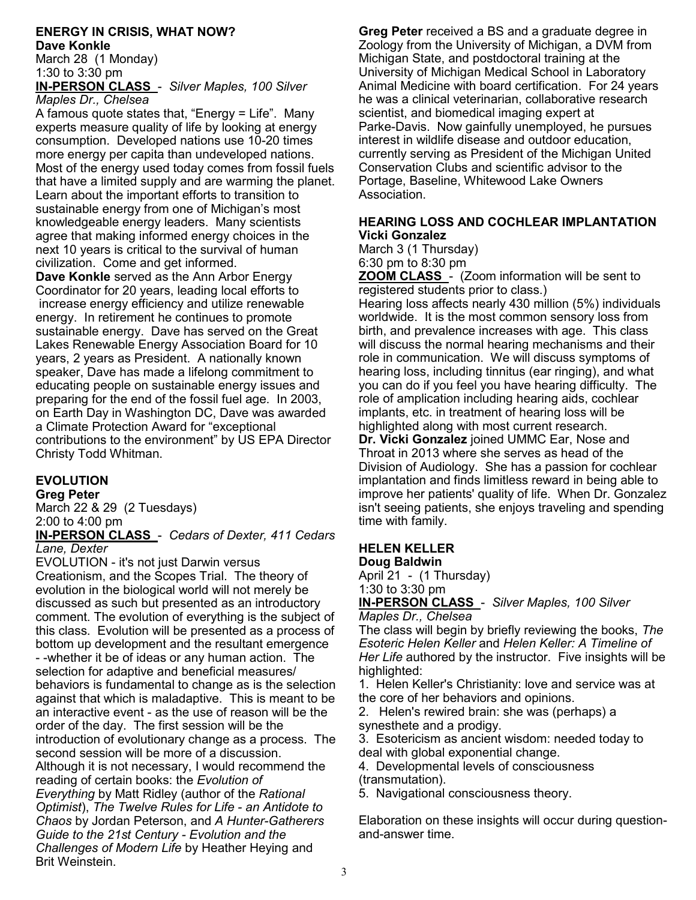## ENERGY IN CRISIS, WHAT NOW?

**Dave Konkle**

March 28 (1 Monday)
1:30 to 3:30 pm

**IN-PERSON CLASS** - *Silver Maples, 100 Silver Maples Dr., Chelsea*

A famous quote states that, "Energy = Life". Many experts measure quality of life by looking at energy consumption. Developed nations use 10-20 times more energy per capita than undeveloped nations. Most of the energy used today comes from fossil fuels that have a limited supply and are warming the planet. Learn about the important efforts to transition to sustainable energy from one of Michigan's most knowledgeable energy leaders. Many scientists agree that making informed energy choices in the next 10 years is critical to the survival of human civilization. Come and get informed.

**Dave Konkle** served as the Ann Arbor Energy Coordinator for 20 years, leading local efforts to increase energy efficiency and utilize renewable energy. In retirement he continues to promote sustainable energy. Dave has served on the Great Lakes Renewable Energy Association Board for 10 years, 2 years as President. A nationally known speaker, Dave has made a lifelong commitment to educating people on sustainable energy issues and preparing for the end of the fossil fuel age. In 2003, on Earth Day in Washington DC, Dave was awarded a Climate Protection Award for "exceptional contributions to the environment" by US EPA Director Christy Todd Whitman.

## EVOLUTION

**Greg Peter**

March 22 & 29 (2 Tuesdays)
2:00 to 4:00 pm

**IN-PERSON CLASS** - *Cedars of Dexter, 411 Cedars Lane, Dexter*

EVOLUTION - it's not just Darwin versus Creationism, and the Scopes Trial. The theory of evolution in the biological world will not merely be discussed as such but presented as an introductory comment. The evolution of everything is the subject of this class. Evolution will be presented as a process of bottom up development and the resultant emergence - -whether it be of ideas or any human action. The selection for adaptive and beneficial measures/ behaviors is fundamental to change as is the selection against that which is maladaptive. This is meant to be an interactive event - as the use of reason will be the order of the day. The first session will be the introduction of evolutionary change as a process. The second session will be more of a discussion. Although it is not necessary, I would recommend the reading of certain books: the *Evolution of Everything* by Matt Ridley (author of the *Rational Optimist*), *The Twelve Rules for Life - an Antidote to Chaos* by Jordan Peterson, and *A Hunter-Gatherers Guide to the 21st Century - Evolution and the Challenges of Modern Life* by Heather Heying and Brit Weinstein.

**Greg Peter** received a BS and a graduate degree in Zoology from the University of Michigan, a DVM from Michigan State, and postdoctoral training at the University of Michigan Medical School in Laboratory Animal Medicine with board certification. For 24 years he was a clinical veterinarian, collaborative research scientist, and biomedical imaging expert at Parke-Davis. Now gainfully unemployed, he pursues interest in wildlife disease and outdoor education, currently serving as President of the Michigan United Conservation Clubs and scientific advisor to the Portage, Baseline, Whitewood Lake Owners Association.

## HEARING LOSS AND COCHLEAR IMPLANTATION

**Vicki Gonzalez**

March 3 (1 Thursday)
6:30 pm to 8:30 pm

**ZOOM CLASS** - (Zoom information will be sent to registered students prior to class.)

Hearing loss affects nearly 430 million (5%) individuals worldwide. It is the most common sensory loss from birth, and prevalence increases with age. This class will discuss the normal hearing mechanisms and their role in communication. We will discuss symptoms of hearing loss, including tinnitus (ear ringing), and what you can do if you feel you have hearing difficulty. The role of amplication including hearing aids, cochlear implants, etc. in treatment of hearing loss will be highlighted along with most current research.

**Dr. Vicki Gonzalez** joined UMMC Ear, Nose and Throat in 2013 where she serves as head of the Division of Audiology. She has a passion for cochlear implantation and finds limitless reward in being able to improve her patients' quality of life. When Dr. Gonzalez isn't seeing patients, she enjoys traveling and spending time with family.

## HELEN KELLER

**Doug Baldwin**

April 21 - (1 Thursday)
1:30 to 3:30 pm

**IN-PERSON CLASS** - *Silver Maples, 100 Silver Maples Dr., Chelsea*

The class will begin by briefly reviewing the books, *The Esoteric Helen Keller* and *Helen Keller: A Timeline of Her Life* authored by the instructor. Five insights will be highlighted:

1. Helen Keller's Christianity: love and service was at the core of her behaviors and opinions.
2. Helen's rewired brain: she was (perhaps) a synesthete and a prodigy.
3. Esotericism as ancient wisdom: needed today to deal with global exponential change.
4. Developmental levels of consciousness (transmutation).
5. Navigational consciousness theory.

Elaboration on these insights will occur during question-and-answer time.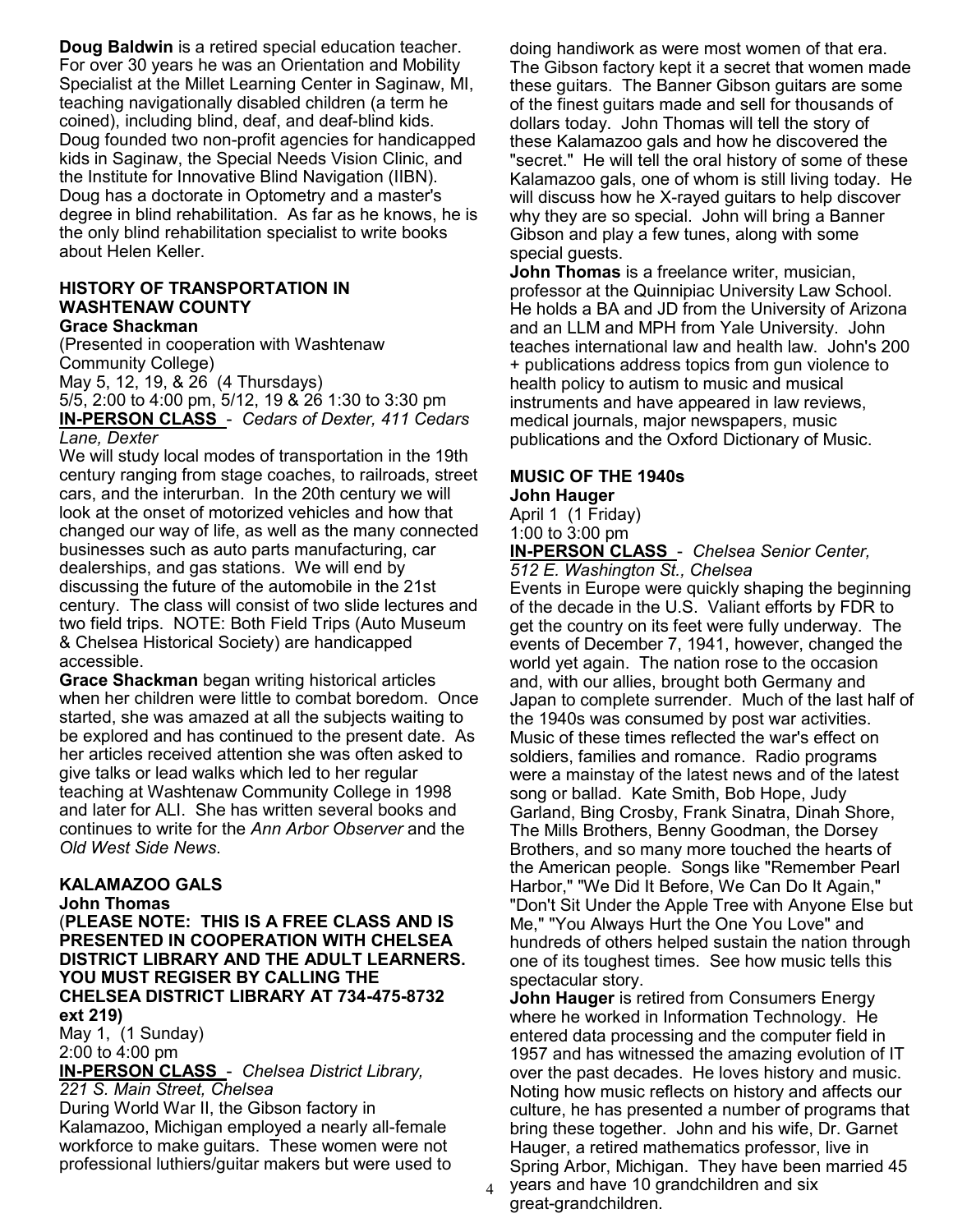**Doug Baldwin** is a retired special education teacher. For over 30 years he was an Orientation and Mobility Specialist at the Millet Learning Center in Saginaw, MI, teaching navigationally disabled children (a term he coined), including blind, deaf, and deaf-blind kids. Doug founded two non-profit agencies for handicapped kids in Saginaw, the Special Needs Vision Clinic, and the Institute for Innovative Blind Navigation (IIBN). Doug has a doctorate in Optometry and a master's degree in blind rehabilitation. As far as he knows, he is the only blind rehabilitation specialist to write books about Helen Keller.

### HISTORY OF TRANSPORTATION IN WASHTENAW COUNTY

**Grace Shackman**

(Presented in cooperation with Washtenaw Community College)
May 5, 12, 19, & 26 (4 Thursdays)
5/5, 2:00 to 4:00 pm, 5/12, 19 & 26 1:30 to 3:30 pm
**IN-PERSON CLASS** - *Cedars of Dexter, 411 Cedars Lane, Dexter*

We will study local modes of transportation in the 19th century ranging from stage coaches, to railroads, street cars, and the interurban. In the 20th century we will look at the onset of motorized vehicles and how that changed our way of life, as well as the many connected businesses such as auto parts manufacturing, car dealerships, and gas stations. We will end by discussing the future of the automobile in the 21st century. The class will consist of two slide lectures and two field trips. NOTE: Both Field Trips (Auto Museum & Chelsea Historical Society) are handicapped accessible.

**Grace Shackman** began writing historical articles when her children were little to combat boredom. Once started, she was amazed at all the subjects waiting to be explored and has continued to the present date. As her articles received attention she was often asked to give talks or lead walks which led to her regular teaching at Washtenaw Community College in 1998 and later for ALI. She has written several books and continues to write for the *Ann Arbor Observer* and the *Old West Side News*.

### KALAMAZOO GALS

**John Thomas**

(**PLEASE NOTE: THIS IS A FREE CLASS AND IS PRESENTED IN COOPERATION WITH CHELSEA DISTRICT LIBRARY AND THE ADULT LEARNERS. YOU MUST REGISER BY CALLING THE CHELSEA DISTRICT LIBRARY AT 734-475-8732 ext 219)**
May 1, (1 Sunday)
2:00 to 4:00 pm
**IN-PERSON CLASS** - *Chelsea District Library, 221 S. Main Street, Chelsea*

During World War II, the Gibson factory in Kalamazoo, Michigan employed a nearly all-female workforce to make guitars. These women were not professional luthiers/guitar makers but were used to doing handiwork as were most women of that era. The Gibson factory kept it a secret that women made these guitars. The Banner Gibson guitars are some of the finest guitars made and sell for thousands of dollars today. John Thomas will tell the story of these Kalamazoo gals and how he discovered the "secret." He will tell the oral history of some of these Kalamazoo gals, one of whom is still living today. He will discuss how he X-rayed guitars to help discover why they are so special. John will bring a Banner Gibson and play a few tunes, along with some special guests.

**John Thomas** is a freelance writer, musician, professor at the Quinnipiac University Law School. He holds a BA and JD from the University of Arizona and an LLM and MPH from Yale University. John teaches international law and health law. John's 200 + publications address topics from gun violence to health policy to autism to music and musical instruments and have appeared in law reviews, medical journals, major newspapers, music publications and the Oxford Dictionary of Music.

### MUSIC OF THE 1940s

**John Hauger**

April 1 (1 Friday)
1:00 to 3:00 pm
**IN-PERSON CLASS** - *Chelsea Senior Center, 512 E. Washington St., Chelsea*

Events in Europe were quickly shaping the beginning of the decade in the U.S. Valiant efforts by FDR to get the country on its feet were fully underway. The events of December 7, 1941, however, changed the world yet again. The nation rose to the occasion and, with our allies, brought both Germany and Japan to complete surrender. Much of the last half of the 1940s was consumed by post war activities. Music of these times reflected the war's effect on soldiers, families and romance. Radio programs were a mainstay of the latest news and of the latest song or ballad. Kate Smith, Bob Hope, Judy Garland, Bing Crosby, Frank Sinatra, Dinah Shore, The Mills Brothers, Benny Goodman, the Dorsey Brothers, and so many more touched the hearts of the American people. Songs like "Remember Pearl Harbor," "We Did It Before, We Can Do It Again," "Don't Sit Under the Apple Tree with Anyone Else but Me," "You Always Hurt the One You Love" and hundreds of others helped sustain the nation through one of its toughest times. See how music tells this spectacular story.

**John Hauger** is retired from Consumers Energy where he worked in Information Technology. He entered data processing and the computer field in 1957 and has witnessed the amazing evolution of IT over the past decades. He loves history and music. Noting how music reflects on history and affects our culture, he has presented a number of programs that bring these together. John and his wife, Dr. Garnet Hauger, a retired mathematics professor, live in Spring Arbor, Michigan. They have been married 45 years and have 10 grandchildren and six great-grandchildren.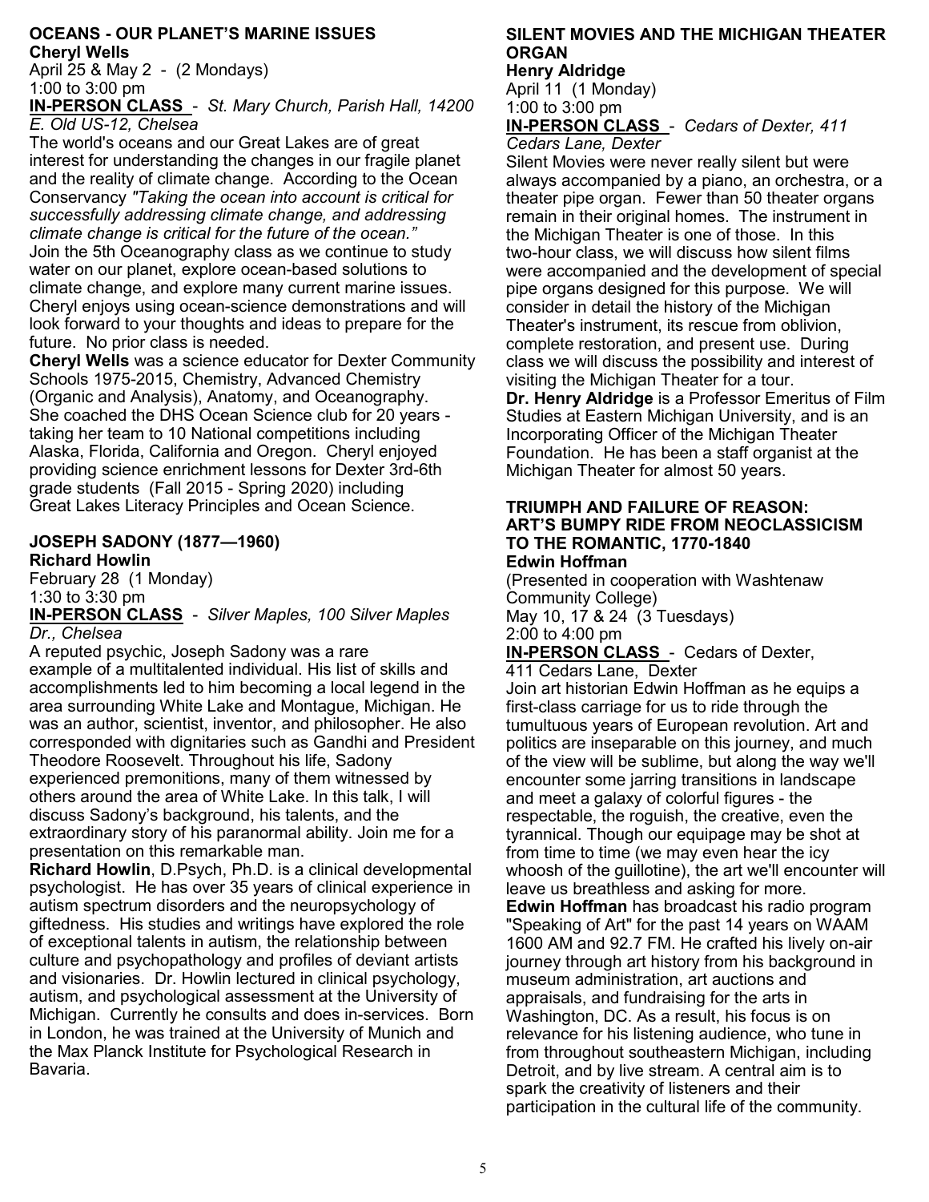## OCEANS - OUR PLANET'S MARINE ISSUES

**Cheryl Wells**

April 25 & May 2 - (2 Mondays)
1:00 to 3:00 pm

**IN-PERSON CLASS** - *St. Mary Church, Parish Hall, 14200 E. Old US-12, Chelsea*

The world's oceans and our Great Lakes are of great interest for understanding the changes in our fragile planet and the reality of climate change. According to the Ocean Conservancy *"Taking the ocean into account is critical for successfully addressing climate change, and addressing climate change is critical for the future of the ocean."* Join the 5th Oceanography class as we continue to study water on our planet, explore ocean-based solutions to climate change, and explore many current marine issues. Cheryl enjoys using ocean-science demonstrations and will look forward to your thoughts and ideas to prepare for the future. No prior class is needed.

**Cheryl Wells** was a science educator for Dexter Community Schools 1975-2015, Chemistry, Advanced Chemistry (Organic and Analysis), Anatomy, and Oceanography. She coached the DHS Ocean Science club for 20 years - taking her team to 10 National competitions including Alaska, Florida, California and Oregon. Cheryl enjoyed providing science enrichment lessons for Dexter 3rd-6th grade students (Fall 2015 - Spring 2020) including Great Lakes Literacy Principles and Ocean Science.

## JOSEPH SADONY (1877—1960)

**Richard Howlin**

February 28 (1 Monday)
1:30 to 3:30 pm

**IN-PERSON CLASS** - *Silver Maples, 100 Silver Maples Dr., Chelsea*

A reputed psychic, Joseph Sadony was a rare example of a multitalented individual. His list of skills and accomplishments led to him becoming a local legend in the area surrounding White Lake and Montague, Michigan. He was an author, scientist, inventor, and philosopher. He also corresponded with dignitaries such as Gandhi and President Theodore Roosevelt. Throughout his life, Sadony experienced premonitions, many of them witnessed by others around the area of White Lake. In this talk, I will discuss Sadony's background, his talents, and the extraordinary story of his paranormal ability. Join me for a presentation on this remarkable man.

**Richard Howlin**, D.Psych, Ph.D. is a clinical developmental psychologist. He has over 35 years of clinical experience in autism spectrum disorders and the neuropsychology of giftedness. His studies and writings have explored the role of exceptional talents in autism, the relationship between culture and psychopathology and profiles of deviant artists and visionaries. Dr. Howlin lectured in clinical psychology, autism, and psychological assessment at the University of Michigan. Currently he consults and does in-services. Born in London, he was trained at the University of Munich and the Max Planck Institute for Psychological Research in Bavaria.

## SILENT MOVIES AND THE MICHIGAN THEATER ORGAN

**Henry Aldridge**

April 11 (1 Monday)
1:00 to 3:00 pm

**IN-PERSON CLASS** - *Cedars of Dexter, 411 Cedars Lane, Dexter*

Silent Movies were never really silent but were always accompanied by a piano, an orchestra, or a theater pipe organ. Fewer than 50 theater organs remain in their original homes. The instrument in the Michigan Theater is one of those. In this two-hour class, we will discuss how silent films were accompanied and the development of special pipe organs designed for this purpose. We will consider in detail the history of the Michigan Theater's instrument, its rescue from oblivion, complete restoration, and present use. During class we will discuss the possibility and interest of visiting the Michigan Theater for a tour.

**Dr. Henry Aldridge** is a Professor Emeritus of Film Studies at Eastern Michigan University, and is an Incorporating Officer of the Michigan Theater Foundation. He has been a staff organist at the Michigan Theater for almost 50 years.

## TRIUMPH AND FAILURE OF REASON: ART'S BUMPY RIDE FROM NEOCLASSICISM TO THE ROMANTIC, 1770-1840

**Edwin Hoffman**

(Presented in cooperation with Washtenaw Community College)
May 10, 17 & 24 (3 Tuesdays)
2:00 to 4:00 pm

**IN-PERSON CLASS** - Cedars of Dexter, 411 Cedars Lane, Dexter

Join art historian Edwin Hoffman as he equips a first-class carriage for us to ride through the tumultuous years of European revolution. Art and politics are inseparable on this journey, and much of the view will be sublime, but along the way we'll encounter some jarring transitions in landscape and meet a galaxy of colorful figures - the respectable, the roguish, the creative, even the tyrannical. Though our equipage may be shot at from time to time (we may even hear the icy whoosh of the guillotine), the art we'll encounter will leave us breathless and asking for more.

**Edwin Hoffman** has broadcast his radio program "Speaking of Art" for the past 14 years on WAAM 1600 AM and 92.7 FM. He crafted his lively on-air journey through art history from his background in museum administration, art auctions and appraisals, and fundraising for the arts in Washington, DC. As a result, his focus is on relevance for his listening audience, who tune in from throughout southeastern Michigan, including Detroit, and by live stream. A central aim is to spark the creativity of listeners and their participation in the cultural life of the community.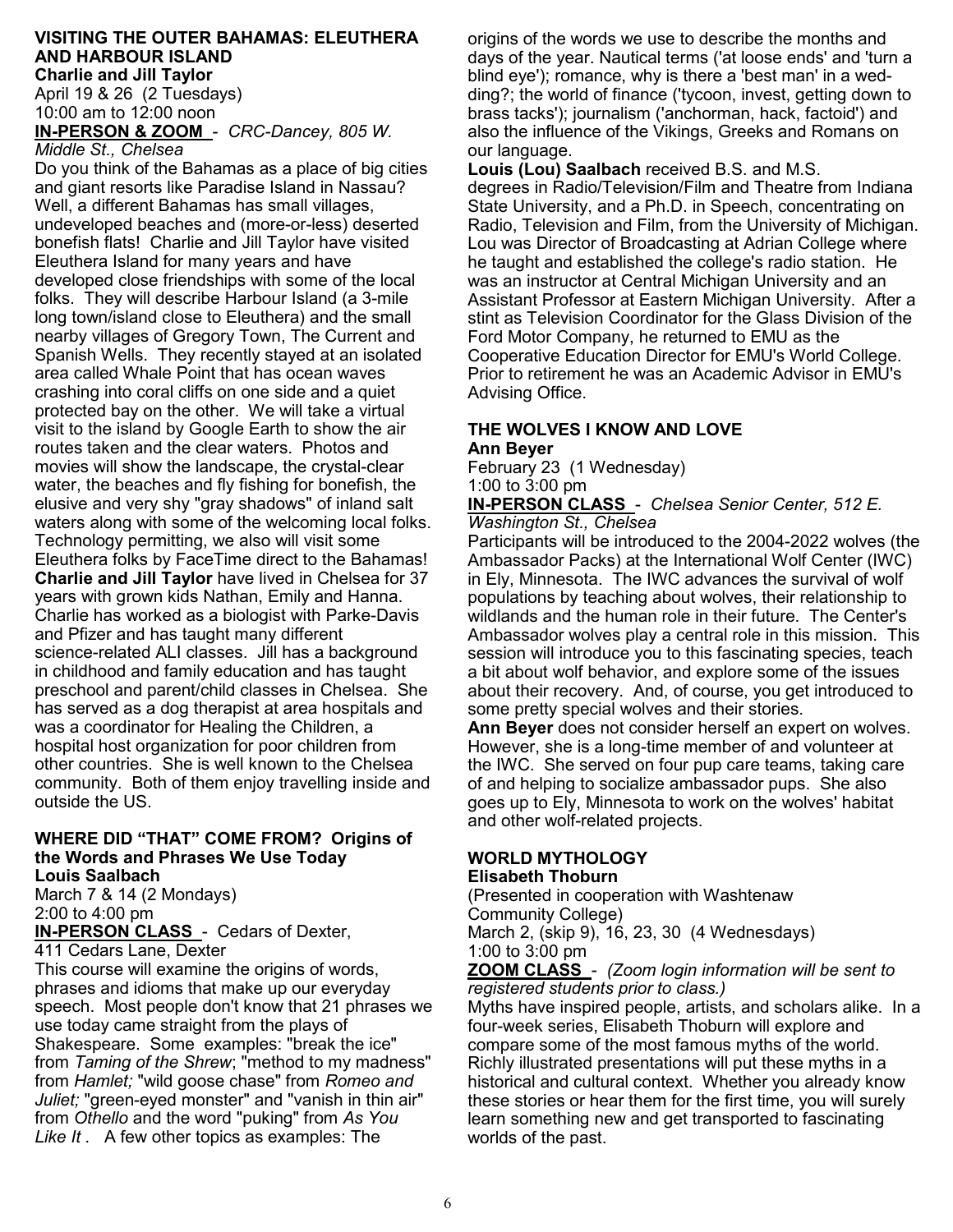## VISITING THE OUTER BAHAMAS: ELEUTHERA AND HARBOUR ISLAND

**Charlie and Jill Taylor**

April 19 & 26 (2 Tuesdays)
10:00 am to 12:00 noon

**IN-PERSON & ZOOM** - *CRC-Dancey, 805 W. Middle St., Chelsea*

Do you think of the Bahamas as a place of big cities and giant resorts like Paradise Island in Nassau? Well, a different Bahamas has small villages, undeveloped beaches and (more-or-less) deserted bonefish flats! Charlie and Jill Taylor have visited Eleuthera Island for many years and have developed close friendships with some of the local folks. They will describe Harbour Island (a 3-mile long town/island close to Eleuthera) and the small nearby villages of Gregory Town, The Current and Spanish Wells. They recently stayed at an isolated area called Whale Point that has ocean waves crashing into coral cliffs on one side and a quiet protected bay on the other. We will take a virtual visit to the island by Google Earth to show the air routes taken and the clear waters. Photos and movies will show the landscape, the crystal-clear water, the beaches and fly fishing for bonefish, the elusive and very shy "gray shadows" of inland salt waters along with some of the welcoming local folks. Technology permitting, we also will visit some Eleuthera folks by FaceTime direct to the Bahamas!

**Charlie and Jill Taylor** have lived in Chelsea for 37 years with grown kids Nathan, Emily and Hanna. Charlie has worked as a biologist with Parke-Davis and Pfizer and has taught many different science-related ALI classes. Jill has a background in childhood and family education and has taught preschool and parent/child classes in Chelsea. She has served as a dog therapist at area hospitals and was a coordinator for Healing the Children, a hospital host organization for poor children from other countries. She is well known to the Chelsea community. Both of them enjoy travelling inside and outside the US.

## WHERE DID "THAT" COME FROM? Origins of the Words and Phrases We Use Today

**Louis Saalbach**

March 7 & 14 (2 Mondays)
2:00 to 4:00 pm

**IN-PERSON CLASS** - Cedars of Dexter, 411 Cedars Lane, Dexter

This course will examine the origins of words, phrases and idioms that make up our everyday speech. Most people don't know that 21 phrases we use today came straight from the plays of Shakespeare. Some examples: "break the ice" from *Taming of the Shrew*; "method to my madness" from *Hamlet;* "wild goose chase" from *Romeo and Juliet;* "green-eyed monster" and "vanish in thin air" from *Othello* and the word "puking" from *As You Like It* . A few other topics as examples: The origins of the words we use to describe the months and days of the year. Nautical terms ('at loose ends' and 'turn a blind eye'); romance, why is there a 'best man' in a wedding?; the world of finance ('tycoon, invest, getting down to brass tacks'); journalism ('anchorman, hack, factoid') and also the influence of the Vikings, Greeks and Romans on our language.

**Louis (Lou) Saalbach** received B.S. and M.S. degrees in Radio/Television/Film and Theatre from Indiana State University, and a Ph.D. in Speech, concentrating on Radio, Television and Film, from the University of Michigan. Lou was Director of Broadcasting at Adrian College where he taught and established the college's radio station. He was an instructor at Central Michigan University and an Assistant Professor at Eastern Michigan University. After a stint as Television Coordinator for the Glass Division of the Ford Motor Company, he returned to EMU as the Cooperative Education Director for EMU's World College. Prior to retirement he was an Academic Advisor in EMU's Advising Office.

## THE WOLVES I KNOW AND LOVE

**Ann Beyer**

February 23 (1 Wednesday)
1:00 to 3:00 pm

**IN-PERSON CLASS** - *Chelsea Senior Center, 512 E. Washington St., Chelsea*

Participants will be introduced to the 2004-2022 wolves (the Ambassador Packs) at the International Wolf Center (IWC) in Ely, Minnesota. The IWC advances the survival of wolf populations by teaching about wolves, their relationship to wildlands and the human role in their future. The Center's Ambassador wolves play a central role in this mission. This session will introduce you to this fascinating species, teach a bit about wolf behavior, and explore some of the issues about their recovery. And, of course, you get introduced to some pretty special wolves and their stories.

**Ann Beyer** does not consider herself an expert on wolves. However, she is a long-time member of and volunteer at the IWC. She served on four pup care teams, taking care of and helping to socialize ambassador pups. She also goes up to Ely, Minnesota to work on the wolves' habitat and other wolf-related projects.

## WORLD MYTHOLOGY

**Elisabeth Thoburn**

(Presented in cooperation with Washtenaw Community College)
March 2, (skip 9), 16, 23, 30 (4 Wednesdays)
1:00 to 3:00 pm

**ZOOM CLASS** - *(Zoom login information will be sent to registered students prior to class.)*

Myths have inspired people, artists, and scholars alike. In a four-week series, Elisabeth Thoburn will explore and compare some of the most famous myths of the world. Richly illustrated presentations will put these myths in a historical and cultural context. Whether you already know these stories or hear them for the first time, you will surely learn something new and get transported to fascinating worlds of the past.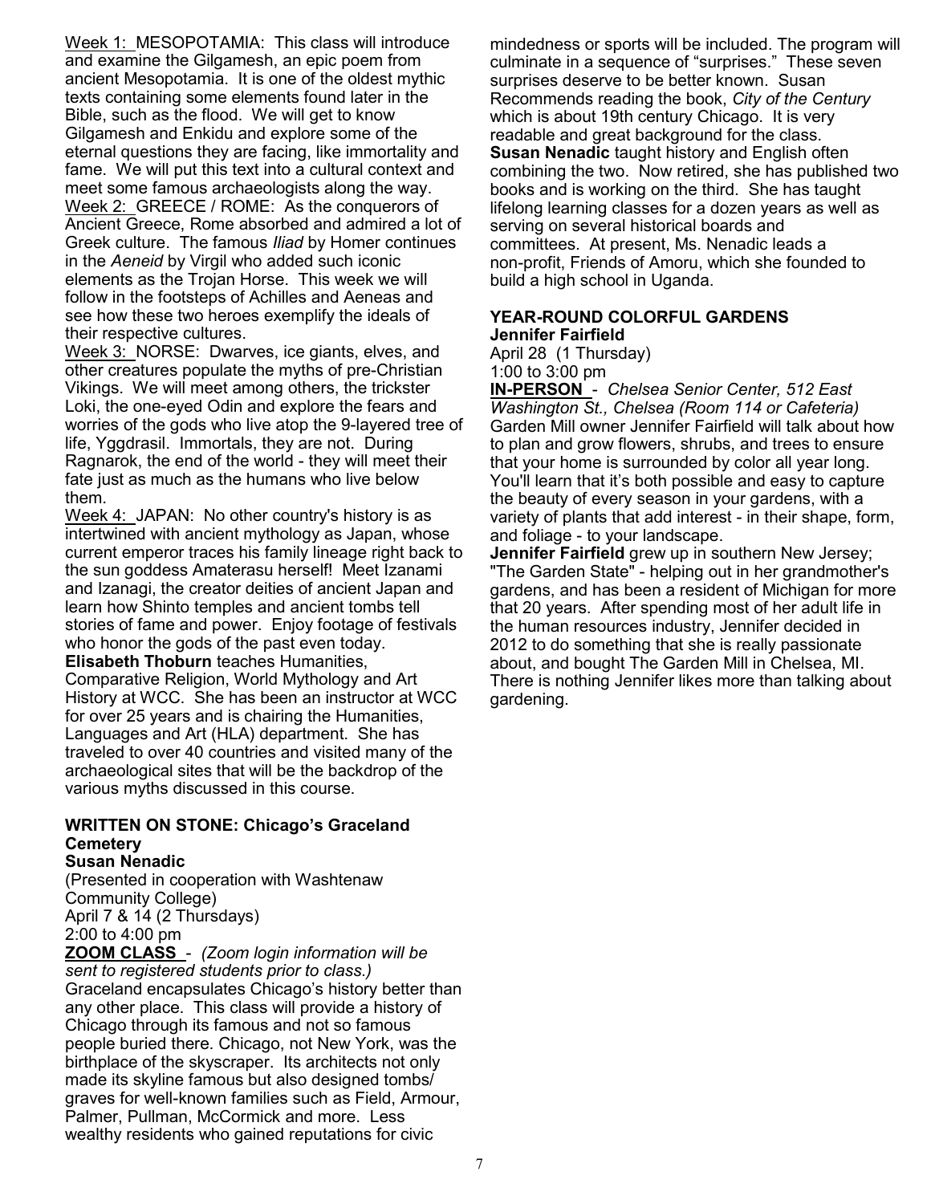Week 1: MESOPOTAMIA: This class will introduce and examine the Gilgamesh, an epic poem from ancient Mesopotamia. It is one of the oldest mythic texts containing some elements found later in the Bible, such as the flood. We will get to know Gilgamesh and Enkidu and explore some of the eternal questions they are facing, like immortality and fame. We will put this text into a cultural context and meet some famous archaeologists along the way.

Week 2: GREECE / ROME: As the conquerors of Ancient Greece, Rome absorbed and admired a lot of Greek culture. The famous *Iliad* by Homer continues in the *Aeneid* by Virgil who added such iconic elements as the Trojan Horse. This week we will follow in the footsteps of Achilles and Aeneas and see how these two heroes exemplify the ideals of their respective cultures.

Week 3: NORSE: Dwarves, ice giants, elves, and other creatures populate the myths of pre-Christian Vikings. We will meet among others, the trickster Loki, the one-eyed Odin and explore the fears and worries of the gods who live atop the 9-layered tree of life, Yggdrasil. Immortals, they are not. During Ragnarok, the end of the world - they will meet their fate just as much as the humans who live below them.

Week 4: JAPAN: No other country's history is as intertwined with ancient mythology as Japan, whose current emperor traces his family lineage right back to the sun goddess Amaterasu herself! Meet Izanami and Izanagi, the creator deities of ancient Japan and learn how Shinto temples and ancient tombs tell stories of fame and power. Enjoy footage of festivals who honor the gods of the past even today.

**Elisabeth Thoburn** teaches Humanities, Comparative Religion, World Mythology and Art History at WCC. She has been an instructor at WCC for over 25 years and is chairing the Humanities, Languages and Art (HLA) department. She has traveled to over 40 countries and visited many of the archaeological sites that will be the backdrop of the various myths discussed in this course.

### WRITTEN ON STONE: Chicago's Graceland Cemetery

**Susan Nenadic**

(Presented in cooperation with Washtenaw Community College)
April 7 & 14 (2 Thursdays)
2:00 to 4:00 pm

**ZOOM CLASS** - *(Zoom login information will be sent to registered students prior to class.)*

Graceland encapsulates Chicago's history better than any other place. This class will provide a history of Chicago through its famous and not so famous people buried there. Chicago, not New York, was the birthplace of the skyscraper. Its architects not only made its skyline famous but also designed tombs/ graves for well-known families such as Field, Armour, Palmer, Pullman, McCormick and more. Less wealthy residents who gained reputations for civic mindedness or sports will be included. The program will culminate in a sequence of "surprises." These seven surprises deserve to be better known. Susan Recommends reading the book, *City of the Century* which is about 19th century Chicago. It is very readable and great background for the class.

**Susan Nenadic** taught history and English often combining the two. Now retired, she has published two books and is working on the third. She has taught lifelong learning classes for a dozen years as well as serving on several historical boards and committees. At present, Ms. Nenadic leads a non-profit, Friends of Amoru, which she founded to build a high school in Uganda.

### YEAR-ROUND COLORFUL GARDENS

**Jennifer Fairfield**

April 28 (1 Thursday)
1:00 to 3:00 pm

**IN-PERSON** - *Chelsea Senior Center, 512 East Washington St., Chelsea (Room 114 or Cafeteria)*

Garden Mill owner Jennifer Fairfield will talk about how to plan and grow flowers, shrubs, and trees to ensure that your home is surrounded by color all year long. You'll learn that it's both possible and easy to capture the beauty of every season in your gardens, with a variety of plants that add interest - in their shape, form, and foliage - to your landscape.

**Jennifer Fairfield** grew up in southern New Jersey; "The Garden State" - helping out in her grandmother's gardens, and has been a resident of Michigan for more that 20 years. After spending most of her adult life in the human resources industry, Jennifer decided in 2012 to do something that she is really passionate about, and bought The Garden Mill in Chelsea, MI. There is nothing Jennifer likes more than talking about gardening.